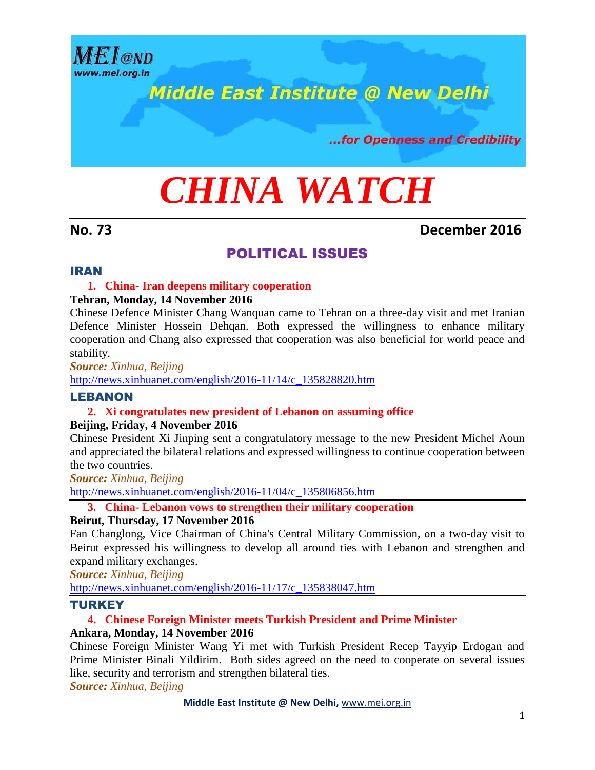MEI@ND
www.mei.org.in

Middle East Institute @ New Delhi

...for Openness and Credibility

# CHINA WATCH

**No. 73** **December 2016**

## POLITICAL ISSUES

### IRAN

**1. China- Iran deepens military cooperation**

**Tehran, Monday, 14 November 2016**

Chinese Defence Minister Chang Wanquan came to Tehran on a three-day visit and met Iranian Defence Minister Hossein Dehqan. Both expressed the willingness to enhance military cooperation and Chang also expressed that cooperation was also beneficial for world peace and stability.

***Source:*** *Xinhua, Beijing*

http://news.xinhuanet.com/english/2016-11/14/c_135828820.htm

### LEBANON

**2. Xi congratulates new president of Lebanon on assuming office**

**Beijing, Friday, 4 November 2016**

Chinese President Xi Jinping sent a congratulatory message to the new President Michel Aoun and appreciated the bilateral relations and expressed willingness to continue cooperation between the two countries.

***Source:*** *Xinhua, Beijing*

http://news.xinhuanet.com/english/2016-11/04/c_135806856.htm

**3. China- Lebanon vows to strengthen their military cooperation**

**Beirut, Thursday, 17 November 2016**

Fan Changlong, Vice Chairman of China's Central Military Commission, on a two-day visit to Beirut expressed his willingness to develop all around ties with Lebanon and strengthen and expand military exchanges.

***Source:*** *Xinhua, Beijing*

http://news.xinhuanet.com/english/2016-11/17/c_135838047.htm

### TURKEY

**4. Chinese Foreign Minister meets Turkish President and Prime Minister**

**Ankara, Monday, 14 November 2016**

Chinese Foreign Minister Wang Yi met with Turkish President Recep Tayyip Erdogan and Prime Minister Binali Yildirim. Both sides agreed on the need to cooperate on several issues like, security and terrorism and strengthen bilateral ties.

***Source:*** *Xinhua, Beijing*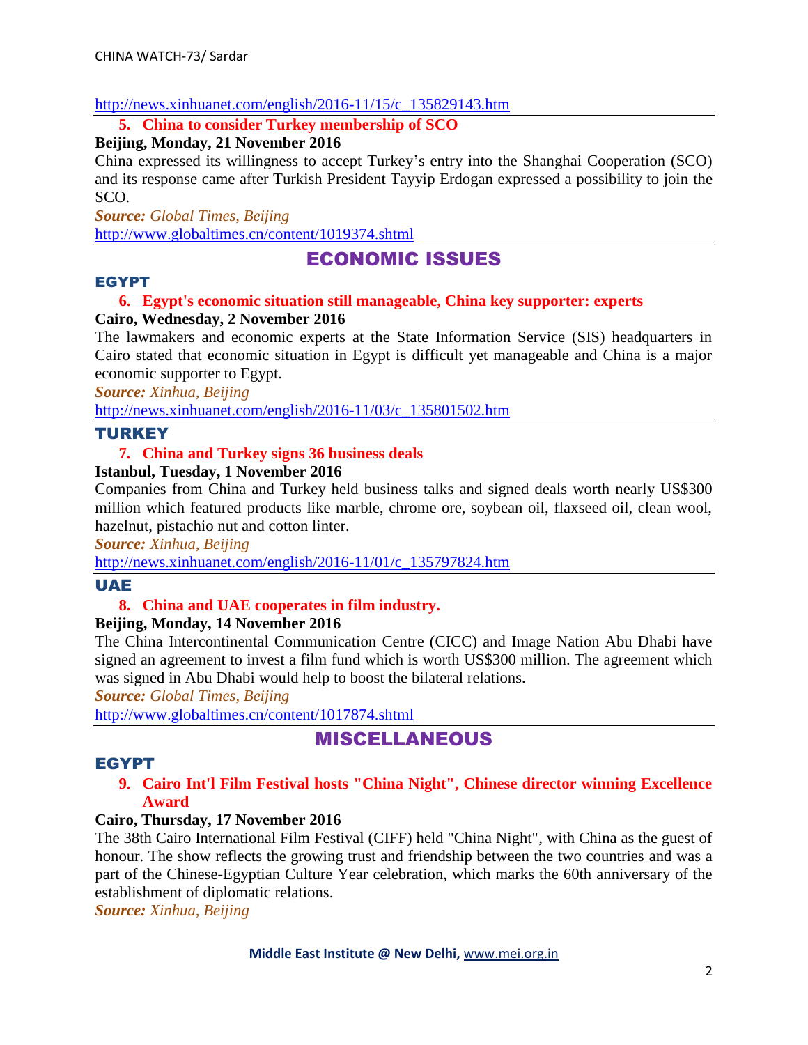http://news.xinhuanet.com/english/2016-11/15/c_135829143.htm

5. **China to consider Turkey membership of SCO**

**Beijing, Monday, 21 November 2016**

China expressed its willingness to accept Turkey's entry into the Shanghai Cooperation (SCO) and its response came after Turkish President Tayyip Erdogan expressed a possibility to join the SCO.

***Source:*** *Global Times, Beijing*

http://www.globaltimes.cn/content/1019374.shtml

# ECONOMIC ISSUES

## EGYPT

6. **Egypt's economic situation still manageable, China key supporter: experts**

**Cairo, Wednesday, 2 November 2016**

The lawmakers and economic experts at the State Information Service (SIS) headquarters in Cairo stated that economic situation in Egypt is difficult yet manageable and China is a major economic supporter to Egypt.

***Source:*** *Xinhua, Beijing*

http://news.xinhuanet.com/english/2016-11/03/c_135801502.htm

## TURKEY

7. **China and Turkey signs 36 business deals**

**Istanbul, Tuesday, 1 November 2016**

Companies from China and Turkey held business talks and signed deals worth nearly US$300 million which featured products like marble, chrome ore, soybean oil, flaxseed oil, clean wool, hazelnut, pistachio nut and cotton linter.

***Source:*** *Xinhua, Beijing*

http://news.xinhuanet.com/english/2016-11/01/c_135797824.htm

## UAE

8. **China and UAE cooperates in film industry.**

**Beijing, Monday, 14 November 2016**

The China Intercontinental Communication Centre (CICC) and Image Nation Abu Dhabi have signed an agreement to invest a film fund which is worth US$300 million. The agreement which was signed in Abu Dhabi would help to boost the bilateral relations.

***Source:*** *Global Times, Beijing*

http://www.globaltimes.cn/content/1017874.shtml

# MISCELLANEOUS

## EGYPT

9. **Cairo Int'l Film Festival hosts "China Night", Chinese director winning Excellence Award**

**Cairo, Thursday, 17 November 2016**

The 38th Cairo International Film Festival (CIFF) held "China Night", with China as the guest of honour. The show reflects the growing trust and friendship between the two countries and was a part of the Chinese-Egyptian Culture Year celebration, which marks the 60th anniversary of the establishment of diplomatic relations.

***Source:*** *Xinhua, Beijing*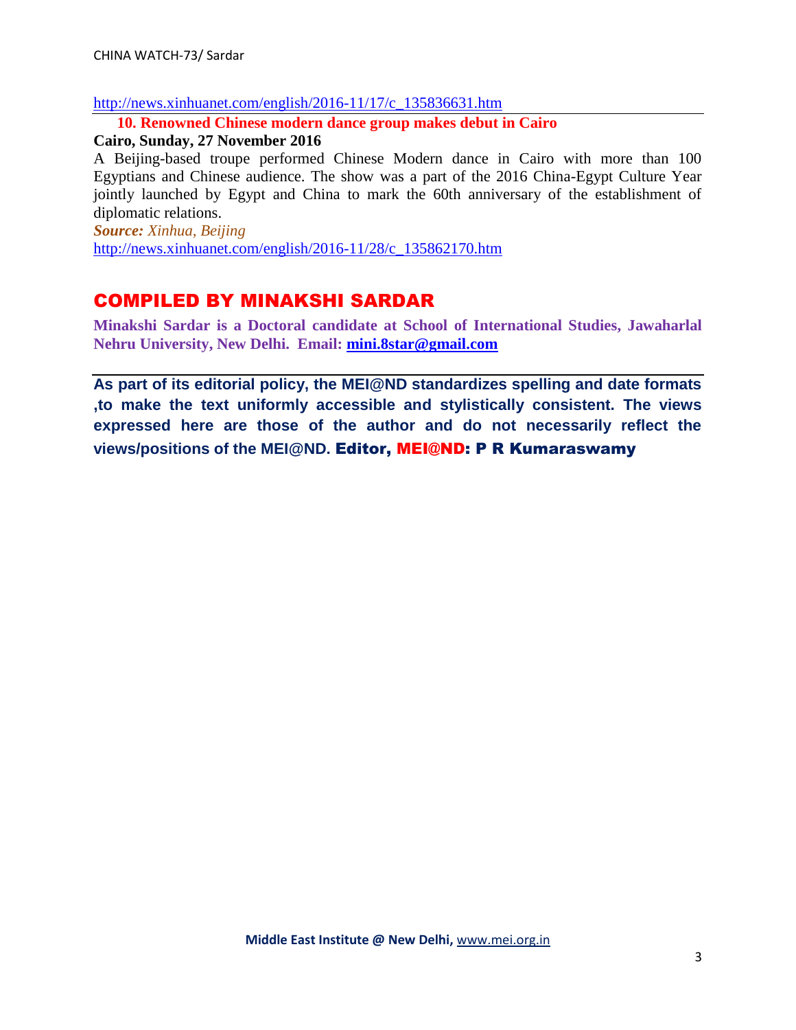http://news.xinhuanet.com/english/2016-11/17/c_135836631.htm

**10. Renowned Chinese modern dance group makes debut in Cairo**

**Cairo, Sunday, 27 November 2016**

A Beijing-based troupe performed Chinese Modern dance in Cairo with more than 100 Egyptians and Chinese audience. The show was a part of the 2016 China-Egypt Culture Year jointly launched by Egypt and China to mark the 60th anniversary of the establishment of diplomatic relations.

***Source:*** *Xinhua, Beijing*

http://news.xinhuanet.com/english/2016-11/28/c_135862170.htm

## COMPILED BY MINAKSHI SARDAR

**Minakshi Sardar is a Doctoral candidate at School of International Studies, Jawaharlal Nehru University, New Delhi. Email: mini.8star@gmail.com**

**As part of its editorial policy, the MEI@ND standardizes spelling and date formats ,to make the text uniformly accessible and stylistically consistent. The views expressed here are those of the author and do not necessarily reflect the views/positions of the MEI@ND. Editor, MEI@ND: P R Kumaraswamy**